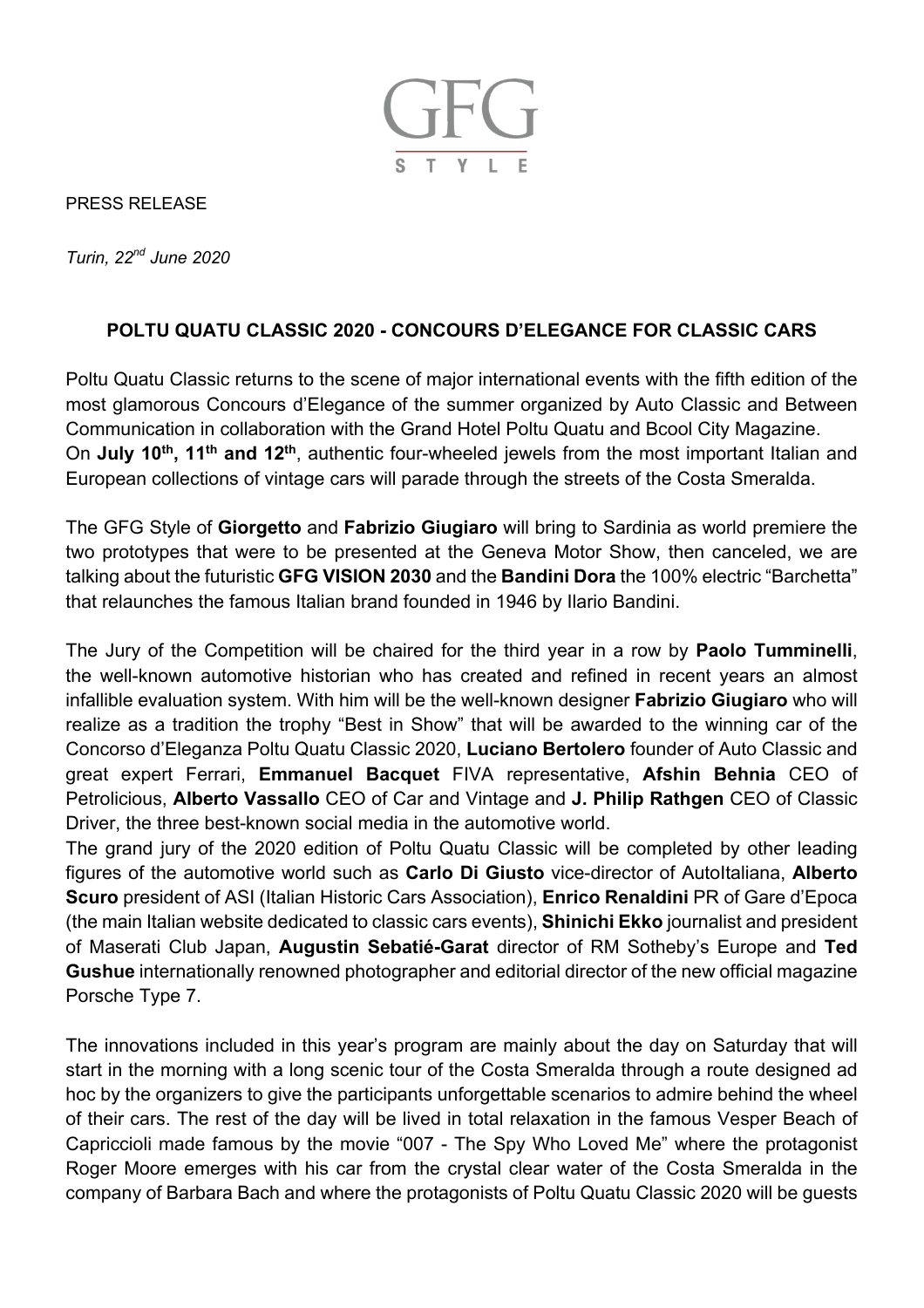GFG STYLE

PRESS RELEASE

*Turin, 22nd June 2020*

**POLTU QUATU CLASSIC 2020 - CONCOURS D'ELEGANCE FOR CLASSIC CARS**

Poltu Quatu Classic returns to the scene of major international events with the fifth edition of the most glamorous Concours d'Elegance of the summer organized by Auto Classic and Between Communication in collaboration with the Grand Hotel Poltu Quatu and Bcool City Magazine.
On **July 10th, 11th and 12th**, authentic four-wheeled jewels from the most important Italian and European collections of vintage cars will parade through the streets of the Costa Smeralda.

The GFG Style of **Giorgetto** and **Fabrizio Giugiaro** will bring to Sardinia as world premiere the two prototypes that were to be presented at the Geneva Motor Show, then canceled, we are talking about the futuristic **GFG VISION 2030** and the **Bandini Dora** the 100% electric "Barchetta" that relaunches the famous Italian brand founded in 1946 by Ilario Bandini.

The Jury of the Competition will be chaired for the third year in a row by **Paolo Tumminelli**, the well-known automotive historian who has created and refined in recent years an almost infallible evaluation system. With him will be the well-known designer **Fabrizio Giugiaro** who will realize as a tradition the trophy "Best in Show" that will be awarded to the winning car of the Concorso d'Eleganza Poltu Quatu Classic 2020, **Luciano Bertolero** founder of Auto Classic and great expert Ferrari, **Emmanuel Bacquet** FIVA representative, **Afshin Behnia** CEO of Petrolicious, **Alberto Vassallo** CEO of Car and Vintage and **J. Philip Rathgen** CEO of Classic Driver, the three best-known social media in the automotive world.
The grand jury of the 2020 edition of Poltu Quatu Classic will be completed by other leading figures of the automotive world such as **Carlo Di Giusto** vice-director of AutoItaliana, **Alberto Scuro** president of ASI (Italian Historic Cars Association), **Enrico Renaldini** PR of Gare d'Epoca (the main Italian website dedicated to classic cars events), **Shinichi Ekko** journalist and president of Maserati Club Japan, **Augustin Sebatié-Garat** director of RM Sotheby's Europe and **Ted Gushue** internationally renowned photographer and editorial director of the new official magazine Porsche Type 7.

The innovations included in this year's program are mainly about the day on Saturday that will start in the morning with a long scenic tour of the Costa Smeralda through a route designed ad hoc by the organizers to give the participants unforgettable scenarios to admire behind the wheel of their cars. The rest of the day will be lived in total relaxation in the famous Vesper Beach of Capricciolli made famous by the movie "007 - The Spy Who Loved Me" where the protagonist Roger Moore emerges with his car from the crystal clear water of the Costa Smeralda in the company of Barbara Bach and where the protagonists of Poltu Quatu Classic 2020 will be guests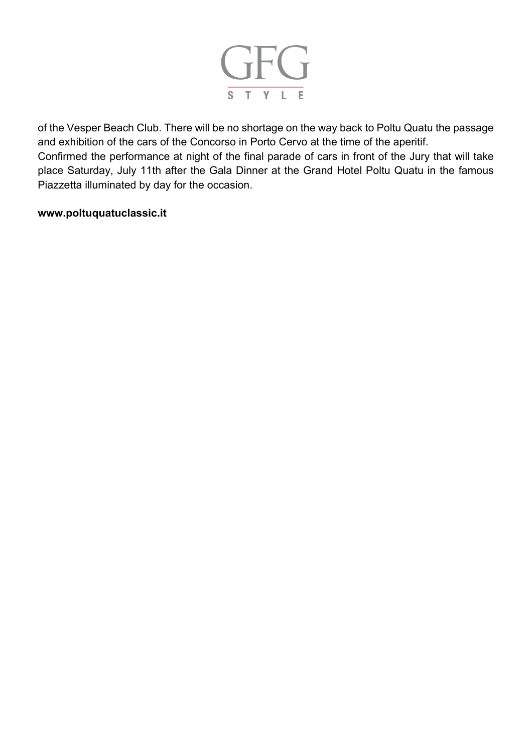of the Vesper Beach Club. There will be no shortage on the way back to Poltu Quatu the passage and exhibition of the cars of the Concorso in Porto Cervo at the time of the aperitif.
Confirmed the performance at night of the final parade of cars in front of the Jury that will take place Saturday, July 11th after the Gala Dinner at the Grand Hotel Poltu Quatu in the famous Piazzetta illuminated by day for the occasion.

**www.poltuquatuclassic.it**